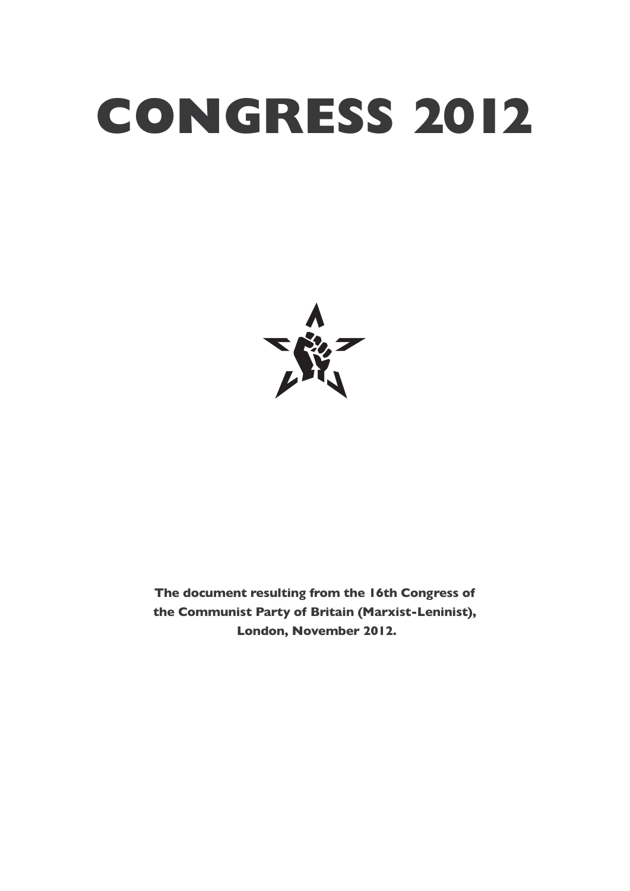# CONGRESS 2012

**The document resulting from the 16th Congress of the Communist Party of Britain (Marxist-Leninist), London, November 2012.**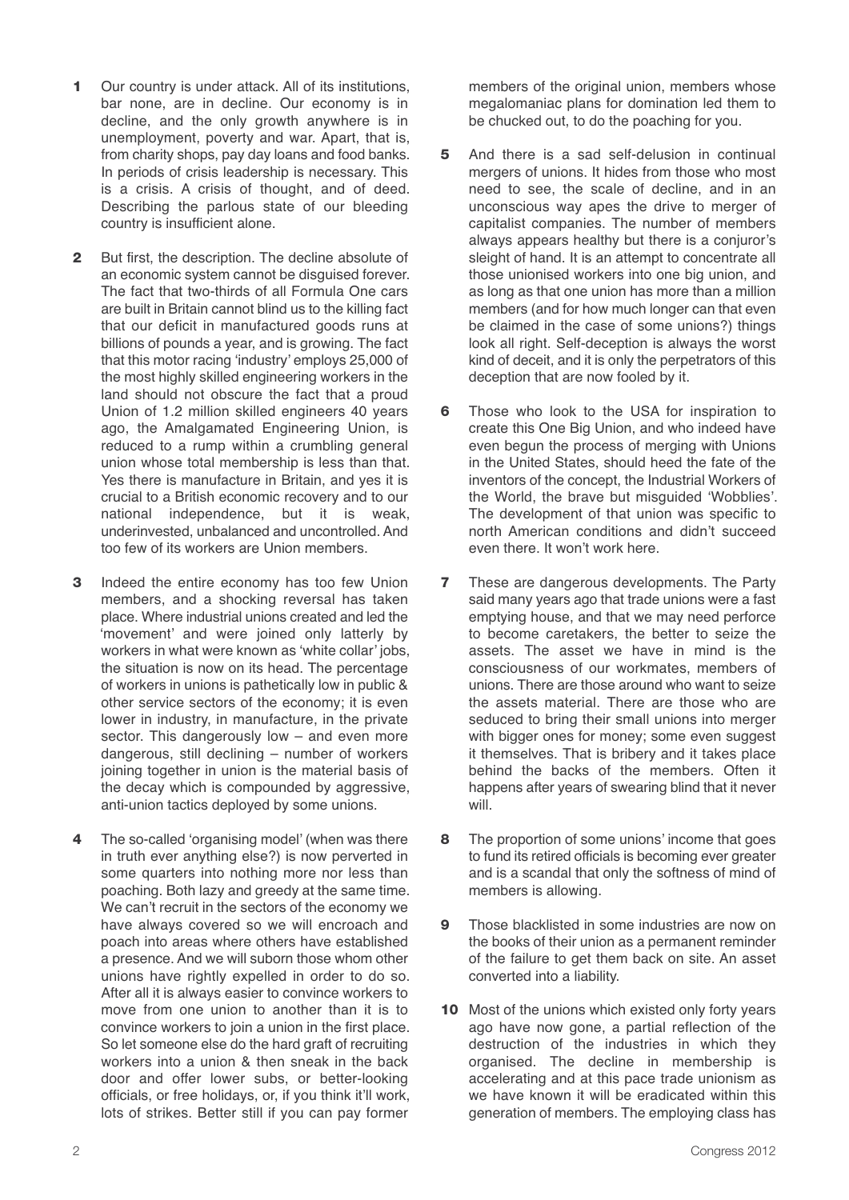**1** Our country is under attack. All of its institutions, bar none, are in decline. Our economy is in decline, and the only growth anywhere is in unemployment, poverty and war. Apart, that is, from charity shops, pay day loans and food banks. In periods of crisis leadership is necessary. This is a crisis. A crisis of thought, and of deed. Describing the parlous state of our bleeding country is insufficient alone.

**2** But first, the description. The decline absolute of an economic system cannot be disguised forever. The fact that two-thirds of all Formula One cars are built in Britain cannot blind us to the killing fact that our deficit in manufactured goods runs at billions of pounds a year, and is growing. The fact that this motor racing 'industry' employs 25,000 of the most highly skilled engineering workers in the land should not obscure the fact that a proud Union of 1.2 million skilled engineers 40 years ago, the Amalgamated Engineering Union, is reduced to a rump within a crumbling general union whose total membership is less than that. Yes there is manufacture in Britain, and yes it is crucial to a British economic recovery and to our national independence, but it is weak, underinvested, unbalanced and uncontrolled. And too few of its workers are Union members.

**3** Indeed the entire economy has too few Union members, and a shocking reversal has taken place. Where industrial unions created and led the 'movement' and were joined only latterly by workers in what were known as 'white collar' jobs, the situation is now on its head. The percentage of workers in unions is pathetically low in public & other service sectors of the economy; it is even lower in industry, in manufacture, in the private sector. This dangerously low – and even more dangerous, still declining – number of workers joining together in union is the material basis of the decay which is compounded by aggressive, anti-union tactics deployed by some unions.

**4** The so-called 'organising model' (when was there in truth ever anything else?) is now perverted in some quarters into nothing more nor less than poaching. Both lazy and greedy at the same time. We can't recruit in the sectors of the economy we have always covered so we will encroach and poach into areas where others have established a presence. And we will suborn those whom other unions have rightly expelled in order to do so. After all it is always easier to convince workers to move from one union to another than it is to convince workers to join a union in the first place. So let someone else do the hard graft of recruiting workers into a union & then sneak in the back door and offer lower subs, or better-looking officials, or free holidays, or, if you think it'll work, lots of strikes. Better still if you can pay former members of the original union, members whose megalomaniac plans for domination led them to be chucked out, to do the poaching for you.

**5** And there is a sad self-delusion in continual mergers of unions. It hides from those who most need to see, the scale of decline, and in an unconscious way apes the drive to merger of capitalist companies. The number of members always appears healthy but there is a conjuror's sleight of hand. It is an attempt to concentrate all those unionised workers into one big union, and as long as that one union has more than a million members (and for how much longer can that even be claimed in the case of some unions?) things look all right. Self-deception is always the worst kind of deceit, and it is only the perpetrators of this deception that are now fooled by it.

**6** Those who look to the USA for inspiration to create this One Big Union, and who indeed have even begun the process of merging with Unions in the United States, should heed the fate of the inventors of the concept, the Industrial Workers of the World, the brave but misguided 'Wobblies'. The development of that union was specific to north American conditions and didn't succeed even there. It won't work here.

**7** These are dangerous developments. The Party said many years ago that trade unions were a fast emptying house, and that we may need perforce to become caretakers, the better to seize the assets. The asset we have in mind is the consciousness of our workmates, members of unions. There are those around who want to seize the assets material. There are those who are seduced to bring their small unions into merger with bigger ones for money; some even suggest it themselves. That is bribery and it takes place behind the backs of the members. Often it happens after years of swearing blind that it never will.

**8** The proportion of some unions' income that goes to fund its retired officials is becoming ever greater and is a scandal that only the softness of mind of members is allowing.

**9** Those blacklisted in some industries are now on the books of their union as a permanent reminder of the failure to get them back on site. An asset converted into a liability.

**10** Most of the unions which existed only forty years ago have now gone, a partial reflection of the destruction of the industries in which they organised. The decline in membership is accelerating and at this pace trade unionism as we have known it will be eradicated within this generation of members. The employing class has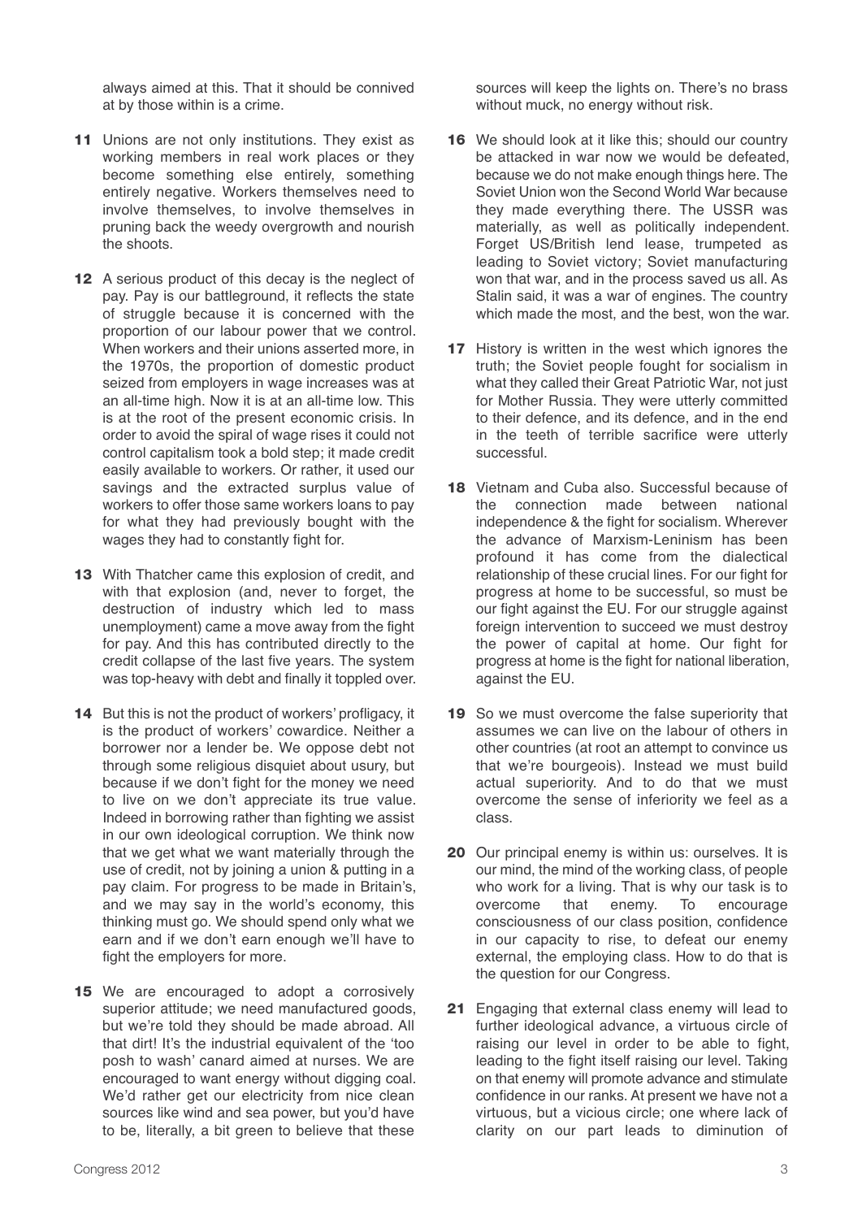always aimed at this. That it should be connived at by those within is a crime.

**11** Unions are not only institutions. They exist as working members in real work places or they become something else entirely, something entirely negative. Workers themselves need to involve themselves, to involve themselves in pruning back the weedy overgrowth and nourish the shoots.

**12** A serious product of this decay is the neglect of pay. Pay is our battleground, it reflects the state of struggle because it is concerned with the proportion of our labour power that we control. When workers and their unions asserted more, in the 1970s, the proportion of domestic product seized from employers in wage increases was at an all-time high. Now it is at an all-time low. This is at the root of the present economic crisis. In order to avoid the spiral of wage rises it could not control capitalism took a bold step; it made credit easily available to workers. Or rather, it used our savings and the extracted surplus value of workers to offer those same workers loans to pay for what they had previously bought with the wages they had to constantly fight for.

**13** With Thatcher came this explosion of credit, and with that explosion (and, never to forget, the destruction of industry which led to mass unemployment) came a move away from the fight for pay. And this has contributed directly to the credit collapse of the last five years. The system was top-heavy with debt and finally it toppled over.

**14** But this is not the product of workers' profligacy, it is the product of workers' cowardice. Neither a borrower nor a lender be. We oppose debt not through some religious disquiet about usury, but because if we don't fight for the money we need to live on we don't appreciate its true value. Indeed in borrowing rather than fighting we assist in our own ideological corruption. We think now that we get what we want materially through the use of credit, not by joining a union & putting in a pay claim. For progress to be made in Britain's, and we may say in the world's economy, this thinking must go. We should spend only what we earn and if we don't earn enough we'll have to fight the employers for more.

**15** We are encouraged to adopt a corrosively superior attitude; we need manufactured goods, but we're told they should be made abroad. All that dirt! It's the industrial equivalent of the 'too posh to wash' canard aimed at nurses. We are encouraged to want energy without digging coal. We'd rather get our electricity from nice clean sources like wind and sea power, but you'd have to be, literally, a bit green to believe that these sources will keep the lights on. There's no brass without muck, no energy without risk.

**16** We should look at it like this; should our country be attacked in war now we would be defeated, because we do not make enough things here. The Soviet Union won the Second World War because they made everything there. The USSR was materially, as well as politically independent. Forget US/British lend lease, trumpeted as leading to Soviet victory; Soviet manufacturing won that war, and in the process saved us all. As Stalin said, it was a war of engines. The country which made the most, and the best, won the war.

**17** History is written in the west which ignores the truth; the Soviet people fought for socialism in what they called their Great Patriotic War, not just for Mother Russia. They were utterly committed to their defence, and its defence, and in the end in the teeth of terrible sacrifice were utterly successful.

**18** Vietnam and Cuba also. Successful because of the connection made between national independence & the fight for socialism. Wherever the advance of Marxism-Leninism has been profound it has come from the dialectical relationship of these crucial lines. For our fight for progress at home to be successful, so must be our fight against the EU. For our struggle against foreign intervention to succeed we must destroy the power of capital at home. Our fight for progress at home is the fight for national liberation, against the EU.

**19** So we must overcome the false superiority that assumes we can live on the labour of others in other countries (at root an attempt to convince us that we're bourgeois). Instead we must build actual superiority. And to do that we must overcome the sense of inferiority we feel as a class.

**20** Our principal enemy is within us: ourselves. It is our mind, the mind of the working class, of people who work for a living. That is why our task is to overcome that enemy. To encourage consciousness of our class position, confidence in our capacity to rise, to defeat our enemy external, the employing class. How to do that is the question for our Congress.

**21** Engaging that external class enemy will lead to further ideological advance, a virtuous circle of raising our level in order to be able to fight, leading to the fight itself raising our level. Taking on that enemy will promote advance and stimulate confidence in our ranks. At present we have not a virtuous, but a vicious circle; one where lack of clarity on our part leads to diminution of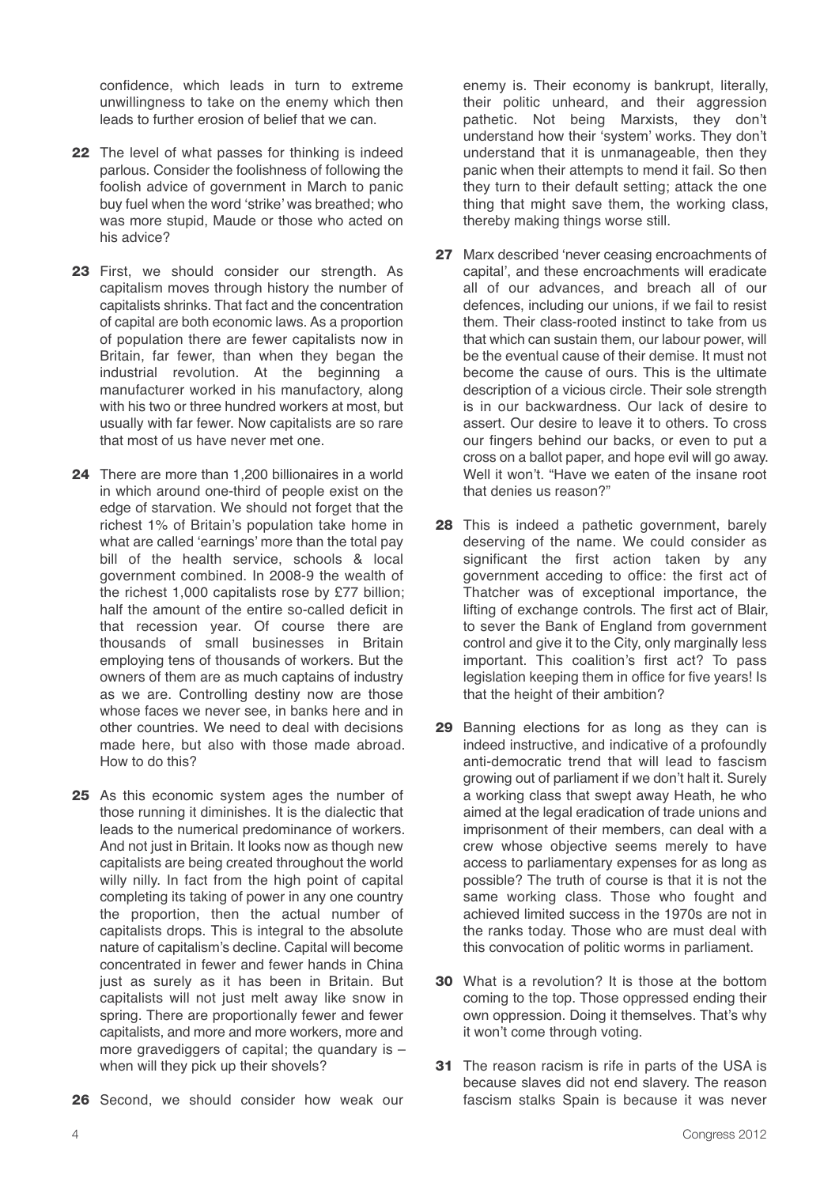confidence, which leads in turn to extreme unwillingness to take on the enemy which then leads to further erosion of belief that we can.

**22** The level of what passes for thinking is indeed parlous. Consider the foolishness of following the foolish advice of government in March to panic buy fuel when the word 'strike' was breathed; who was more stupid, Maude or those who acted on his advice?

**23** First, we should consider our strength. As capitalism moves through history the number of capitalists shrinks. That fact and the concentration of capital are both economic laws. As a proportion of population there are fewer capitalists now in Britain, far fewer, than when they began the industrial revolution. At the beginning a manufacturer worked in his manufactory, along with his two or three hundred workers at most, but usually with far fewer. Now capitalists are so rare that most of us have never met one.

**24** There are more than 1,200 billionaires in a world in which around one-third of people exist on the edge of starvation. We should not forget that the richest 1% of Britain's population take home in what are called 'earnings' more than the total pay bill of the health service, schools & local government combined. In 2008-9 the wealth of the richest 1,000 capitalists rose by £77 billion; half the amount of the entire so-called deficit in that recession year. Of course there are thousands of small businesses in Britain employing tens of thousands of workers. But the owners of them are as much captains of industry as we are. Controlling destiny now are those whose faces we never see, in banks here and in other countries. We need to deal with decisions made here, but also with those made abroad. How to do this?

**25** As this economic system ages the number of those running it diminishes. It is the dialectic that leads to the numerical predominance of workers. And not just in Britain. It looks now as though new capitalists are being created throughout the world willy nilly. In fact from the high point of capital completing its taking of power in any one country the proportion, then the actual number of capitalists drops. This is integral to the absolute nature of capitalism's decline. Capital will become concentrated in fewer and fewer hands in China just as surely as it has been in Britain. But capitalists will not just melt away like snow in spring. There are proportionally fewer and fewer capitalists, and more and more workers, more and more gravediggers of capital; the quandary is – when will they pick up their shovels?

**26** Second, we should consider how weak our enemy is. Their economy is bankrupt, literally, their politic unheard, and their aggression pathetic. Not being Marxists, they don't understand how their 'system' works. They don't understand that it is unmanageable, then they panic when their attempts to mend it fail. So then they turn to their default setting; attack the one thing that might save them, the working class, thereby making things worse still.

**27** Marx described 'never ceasing encroachments of capital', and these encroachments will eradicate all of our advances, and breach all of our defences, including our unions, if we fail to resist them. Their class-rooted instinct to take from us that which can sustain them, our labour power, will be the eventual cause of their demise. It must not become the cause of ours. This is the ultimate description of a vicious circle. Their sole strength is in our backwardness. Our lack of desire to assert. Our desire to leave it to others. To cross our fingers behind our backs, or even to put a cross on a ballot paper, and hope evil will go away. Well it won't. "Have we eaten of the insane root that denies us reason?"

**28** This is indeed a pathetic government, barely deserving of the name. We could consider as significant the first action taken by any government acceding to office: the first act of Thatcher was of exceptional importance, the lifting of exchange controls. The first act of Blair, to sever the Bank of England from government control and give it to the City, only marginally less important. This coalition's first act? To pass legislation keeping them in office for five years! Is that the height of their ambition?

**29** Banning elections for as long as they can is indeed instructive, and indicative of a profoundly anti-democratic trend that will lead to fascism growing out of parliament if we don't halt it. Surely a working class that swept away Heath, he who aimed at the legal eradication of trade unions and imprisonment of their members, can deal with a crew whose objective seems merely to have access to parliamentary expenses for as long as possible? The truth of course is that it is not the same working class. Those who fought and achieved limited success in the 1970s are not in the ranks today. Those who are must deal with this convocation of politic worms in parliament.

**30** What is a revolution? It is those at the bottom coming to the top. Those oppressed ending their own oppression. Doing it themselves. That's why it won't come through voting.

**31** The reason racism is rife in parts of the USA is because slaves did not end slavery. The reason fascism stalks Spain is because it was never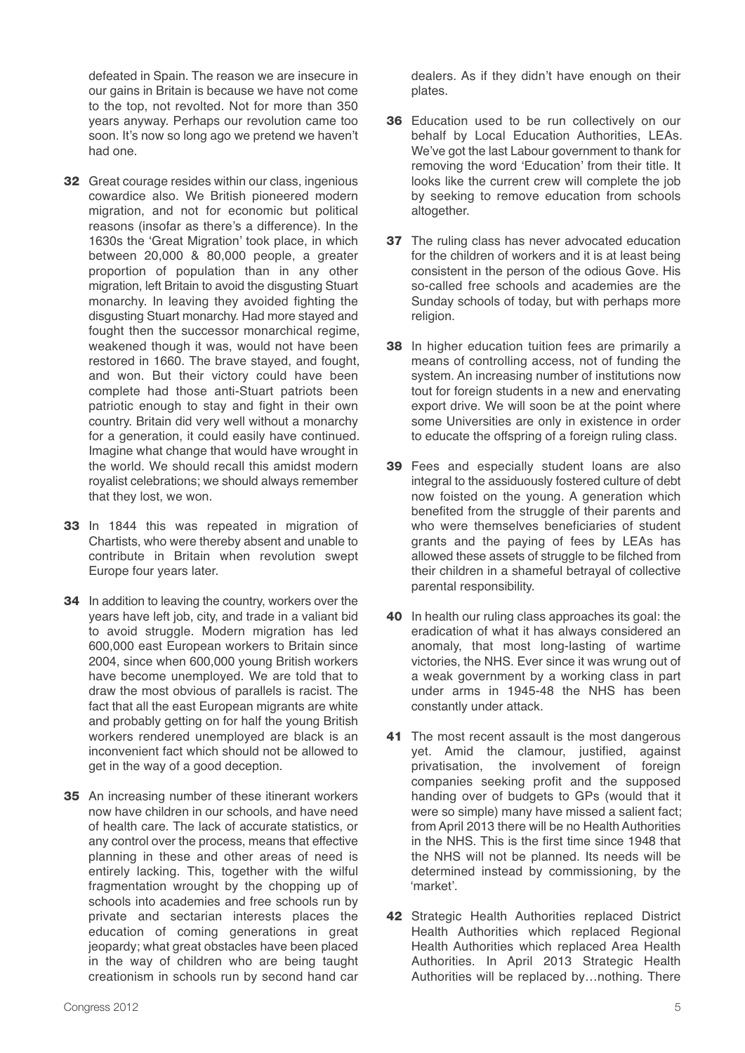defeated in Spain. The reason we are insecure in our gains in Britain is because we have not come to the top, not revolted. Not for more than 350 years anyway. Perhaps our revolution came too soon. It's now so long ago we pretend we haven't had one.

**32** Great courage resides within our class, ingenious cowardice also. We British pioneered modern migration, and not for economic but political reasons (insofar as there's a difference). In the 1630s the 'Great Migration' took place, in which between 20,000 & 80,000 people, a greater proportion of population than in any other migration, left Britain to avoid the disgusting Stuart monarchy. In leaving they avoided fighting the disgusting Stuart monarchy. Had more stayed and fought then the successor monarchical regime, weakened though it was, would not have been restored in 1660. The brave stayed, and fought, and won. But their victory could have been complete had those anti-Stuart patriots been patriotic enough to stay and fight in their own country. Britain did very well without a monarchy for a generation, it could easily have continued. Imagine what change that would have wrought in the world. We should recall this amidst modern royalist celebrations; we should always remember that they lost, we won.

**33** In 1844 this was repeated in migration of Chartists, who were thereby absent and unable to contribute in Britain when revolution swept Europe four years later.

**34** In addition to leaving the country, workers over the years have left job, city, and trade in a valiant bid to avoid struggle. Modern migration has led 600,000 east European workers to Britain since 2004, since when 600,000 young British workers have become unemployed. We are told that to draw the most obvious of parallels is racist. The fact that all the east European migrants are white and probably getting on for half the young British workers rendered unemployed are black is an inconvenient fact which should not be allowed to get in the way of a good deception.

**35** An increasing number of these itinerant workers now have children in our schools, and have need of health care. The lack of accurate statistics, or any control over the process, means that effective planning in these and other areas of need is entirely lacking. This, together with the wilful fragmentation wrought by the chopping up of schools into academies and free schools run by private and sectarian interests places the education of coming generations in great jeopardy; what great obstacles have been placed in the way of children who are being taught creationism in schools run by second hand car dealers. As if they didn't have enough on their plates.

**36** Education used to be run collectively on our behalf by Local Education Authorities, LEAs. We've got the last Labour government to thank for removing the word 'Education' from their title. It looks like the current crew will complete the job by seeking to remove education from schools altogether.

**37** The ruling class has never advocated education for the children of workers and it is at least being consistent in the person of the odious Gove. His so-called free schools and academies are the Sunday schools of today, but with perhaps more religion.

**38** In higher education tuition fees are primarily a means of controlling access, not of funding the system. An increasing number of institutions now tout for foreign students in a new and enervating export drive. We will soon be at the point where some Universities are only in existence in order to educate the offspring of a foreign ruling class.

**39** Fees and especially student loans are also integral to the assiduously fostered culture of debt now foisted on the young. A generation which benefited from the struggle of their parents and who were themselves beneficiaries of student grants and the paying of fees by LEAs has allowed these assets of struggle to be filched from their children in a shameful betrayal of collective parental responsibility.

**40** In health our ruling class approaches its goal: the eradication of what it has always considered an anomaly, that most long-lasting of wartime victories, the NHS. Ever since it was wrung out of a weak government by a working class in part under arms in 1945-48 the NHS has been constantly under attack.

**41** The most recent assault is the most dangerous yet. Amid the clamour, justified, against privatisation, the involvement of foreign companies seeking profit and the supposed handing over of budgets to GPs (would that it were so simple) many have missed a salient fact; from April 2013 there will be no Health Authorities in the NHS. This is the first time since 1948 that the NHS will not be planned. Its needs will be determined instead by commissioning, by the 'market'.

**42** Strategic Health Authorities replaced District Health Authorities which replaced Regional Health Authorities which replaced Area Health Authorities. In April 2013 Strategic Health Authorities will be replaced by…nothing. There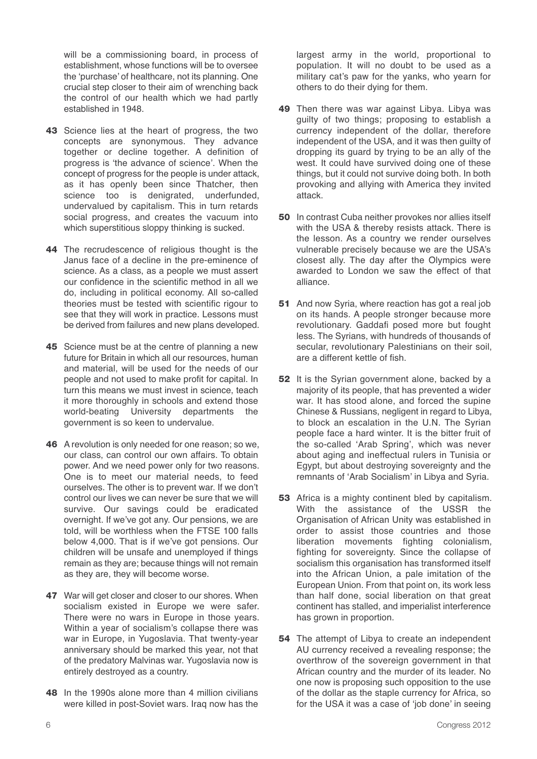will be a commissioning board, in process of establishment, whose functions will be to oversee the 'purchase' of healthcare, not its planning. One crucial step closer to their aim of wrenching back the control of our health which we had partly established in 1948.

**43** Science lies at the heart of progress, the two concepts are synonymous. They advance together or decline together. A definition of progress is 'the advance of science'. When the concept of progress for the people is under attack, as it has openly been since Thatcher, then science too is denigrated, underfunded, undervalued by capitalism. This in turn retards social progress, and creates the vacuum into which superstitious sloppy thinking is sucked.

**44** The recrudescence of religious thought is the Janus face of a decline in the pre-eminence of science. As a class, as a people we must assert our confidence in the scientific method in all we do, including in political economy. All so-called theories must be tested with scientific rigour to see that they will work in practice. Lessons must be derived from failures and new plans developed.

**45** Science must be at the centre of planning a new future for Britain in which all our resources, human and material, will be used for the needs of our people and not used to make profit for capital. In turn this means we must invest in science, teach it more thoroughly in schools and extend those world-beating University departments the government is so keen to undervalue.

**46** A revolution is only needed for one reason; so we, our class, can control our own affairs. To obtain power. And we need power only for two reasons. One is to meet our material needs, to feed ourselves. The other is to prevent war. If we don't control our lives we can never be sure that we will survive. Our savings could be eradicated overnight. If we've got any. Our pensions, we are told, will be worthless when the FTSE 100 falls below 4,000. That is if we've got pensions. Our children will be unsafe and unemployed if things remain as they are; because things will not remain as they are, they will become worse.

**47** War will get closer and closer to our shores. When socialism existed in Europe we were safer. There were no wars in Europe in those years. Within a year of socialism's collapse there was war in Europe, in Yugoslavia. That twenty-year anniversary should be marked this year, not that of the predatory Malvinas war. Yugoslavia now is entirely destroyed as a country.

**48** In the 1990s alone more than 4 million civilians were killed in post-Soviet wars. Iraq now has the largest army in the world, proportional to population. It will no doubt to be used as a military cat's paw for the yanks, who yearn for others to do their dying for them.

**49** Then there was war against Libya. Libya was guilty of two things; proposing to establish a currency independent of the dollar, therefore independent of the USA, and it was then guilty of dropping its guard by trying to be an ally of the west. It could have survived doing one of these things, but it could not survive doing both. In both provoking and allying with America they invited attack.

**50** In contrast Cuba neither provokes nor allies itself with the USA & thereby resists attack. There is the lesson. As a country we render ourselves vulnerable precisely because we are the USA's closest ally. The day after the Olympics were awarded to London we saw the effect of that alliance.

**51** And now Syria, where reaction has got a real job on its hands. A people stronger because more revolutionary. Gaddafi posed more but fought less. The Syrians, with hundreds of thousands of secular, revolutionary Palestinians on their soil, are a different kettle of fish.

**52** It is the Syrian government alone, backed by a majority of its people, that has prevented a wider war. It has stood alone, and forced the supine Chinese & Russians, negligent in regard to Libya, to block an escalation in the U.N. The Syrian people face a hard winter. It is the bitter fruit of the so-called 'Arab Spring', which was never about aging and ineffectual rulers in Tunisia or Egypt, but about destroying sovereignty and the remnants of 'Arab Socialism' in Libya and Syria.

**53** Africa is a mighty continent bled by capitalism. With the assistance of the USSR the Organisation of African Unity was established in order to assist those countries and those liberation movements fighting colonialism, fighting for sovereignty. Since the collapse of socialism this organisation has transformed itself into the African Union, a pale imitation of the European Union. From that point on, its work less than half done, social liberation on that great continent has stalled, and imperialist interference has grown in proportion.

**54** The attempt of Libya to create an independent AU currency received a revealing response; the overthrow of the sovereign government in that African country and the murder of its leader. No one now is proposing such opposition to the use of the dollar as the staple currency for Africa, so for the USA it was a case of 'job done' in seeing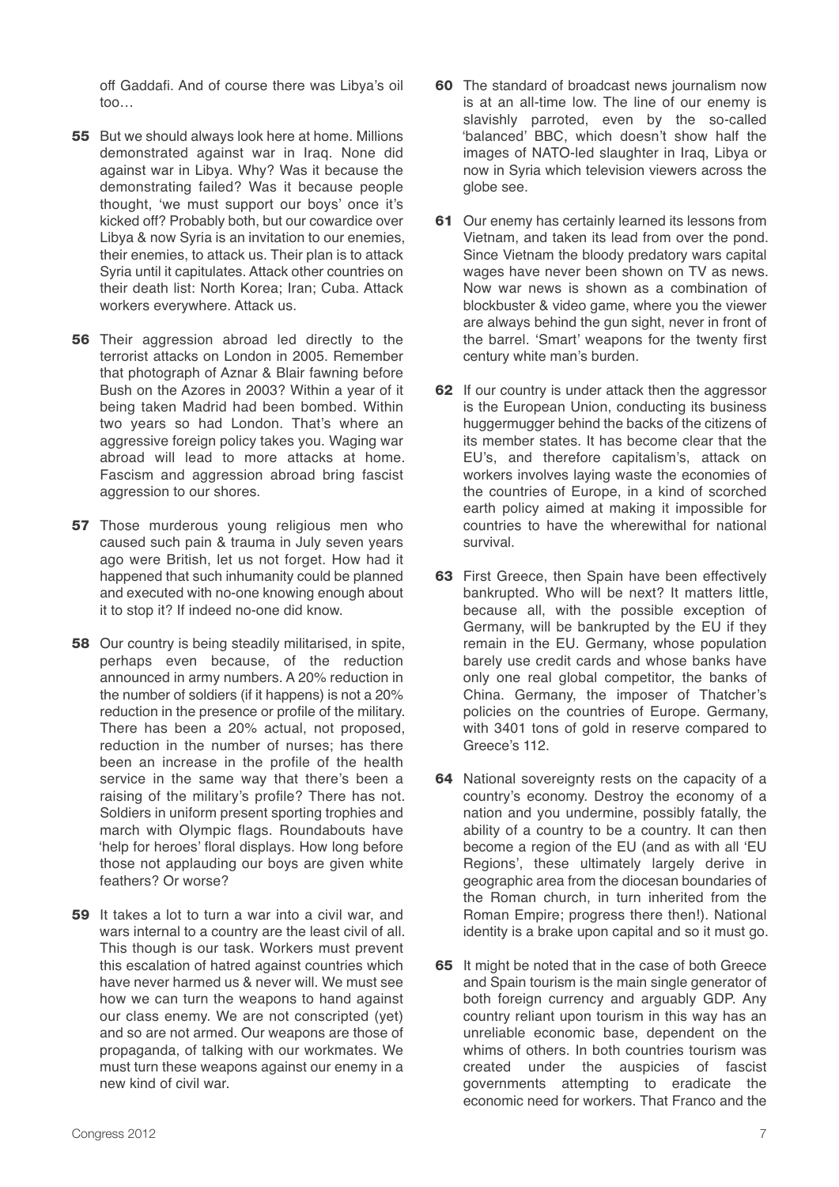off Gaddafi. And of course there was Libya's oil too…

**55** But we should always look here at home. Millions demonstrated against war in Iraq. None did against war in Libya. Why? Was it because the demonstrating failed? Was it because people thought, 'we must support our boys' once it's kicked off? Probably both, but our cowardice over Libya & now Syria is an invitation to our enemies, their enemies, to attack us. Their plan is to attack Syria until it capitulates. Attack other countries on their death list: North Korea; Iran; Cuba. Attack workers everywhere. Attack us.

**56** Their aggression abroad led directly to the terrorist attacks on London in 2005. Remember that photograph of Aznar & Blair fawning before Bush on the Azores in 2003? Within a year of it being taken Madrid had been bombed. Within two years so had London. That's where an aggressive foreign policy takes you. Waging war abroad will lead to more attacks at home. Fascism and aggression abroad bring fascist aggression to our shores.

**57** Those murderous young religious men who caused such pain & trauma in July seven years ago were British, let us not forget. How had it happened that such inhumanity could be planned and executed with no-one knowing enough about it to stop it? If indeed no-one did know.

**58** Our country is being steadily militarised, in spite, perhaps even because, of the reduction announced in army numbers. A 20% reduction in the number of soldiers (if it happens) is not a 20% reduction in the presence or profile of the military. There has been a 20% actual, not proposed, reduction in the number of nurses; has there been an increase in the profile of the health service in the same way that there's been a raising of the military's profile? There has not. Soldiers in uniform present sporting trophies and march with Olympic flags. Roundabouts have 'help for heroes' floral displays. How long before those not applauding our boys are given white feathers? Or worse?

**59** It takes a lot to turn a war into a civil war, and wars internal to a country are the least civil of all. This though is our task. Workers must prevent this escalation of hatred against countries which have never harmed us & never will. We must see how we can turn the weapons to hand against our class enemy. We are not conscripted (yet) and so are not armed. Our weapons are those of propaganda, of talking with our workmates. We must turn these weapons against our enemy in a new kind of civil war.

**60** The standard of broadcast news journalism now is at an all-time low. The line of our enemy is slavishly parroted, even by the so-called 'balanced' BBC, which doesn't show half the images of NATO-led slaughter in Iraq, Libya or now in Syria which television viewers across the globe see.

**61** Our enemy has certainly learned its lessons from Vietnam, and taken its lead from over the pond. Since Vietnam the bloody predatory wars capital wages have never been shown on TV as news. Now war news is shown as a combination of blockbuster & video game, where you the viewer are always behind the gun sight, never in front of the barrel. 'Smart' weapons for the twenty first century white man's burden.

**62** If our country is under attack then the aggressor is the European Union, conducting its business huggermugger behind the backs of the citizens of its member states. It has become clear that the EU's, and therefore capitalism's, attack on workers involves laying waste the economies of the countries of Europe, in a kind of scorched earth policy aimed at making it impossible for countries to have the wherewithal for national survival.

**63** First Greece, then Spain have been effectively bankrupted. Who will be next? It matters little, because all, with the possible exception of Germany, will be bankrupted by the EU if they remain in the EU. Germany, whose population barely use credit cards and whose banks have only one real global competitor, the banks of China. Germany, the imposer of Thatcher's policies on the countries of Europe. Germany, with 3401 tons of gold in reserve compared to Greece's 112.

**64** National sovereignty rests on the capacity of a country's economy. Destroy the economy of a nation and you undermine, possibly fatally, the ability of a country to be a country. It can then become a region of the EU (and as with all 'EU Regions', these ultimately largely derive in geographic area from the diocesan boundaries of the Roman church, in turn inherited from the Roman Empire; progress there then!). National identity is a brake upon capital and so it must go.

**65** It might be noted that in the case of both Greece and Spain tourism is the main single generator of both foreign currency and arguably GDP. Any country reliant upon tourism in this way has an unreliable economic base, dependent on the whims of others. In both countries tourism was created under the auspicies of fascist governments attempting to eradicate the economic need for workers. That Franco and the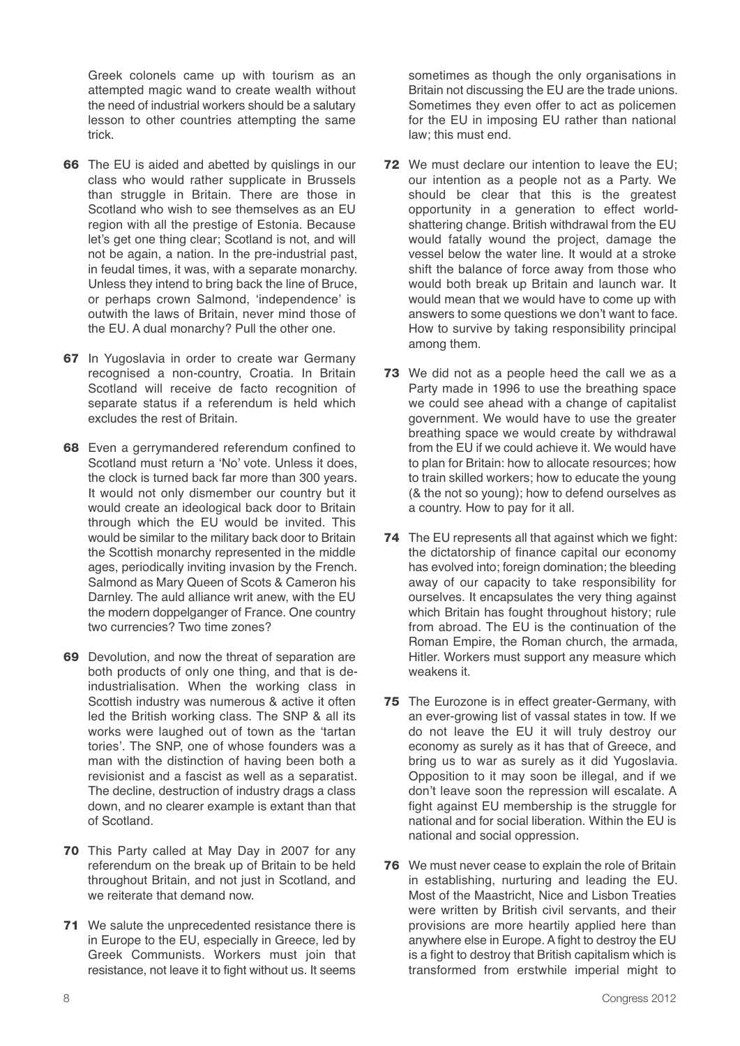Greek colonels came up with tourism as an attempted magic wand to create wealth without the need of industrial workers should be a salutary lesson to other countries attempting the same trick.

**66** The EU is aided and abetted by quislings in our class who would rather supplicate in Brussels than struggle in Britain. There are those in Scotland who wish to see themselves as an EU region with all the prestige of Estonia. Because let's get one thing clear; Scotland is not, and will not be again, a nation. In the pre-industrial past, in feudal times, it was, with a separate monarchy. Unless they intend to bring back the line of Bruce, or perhaps crown Salmond, 'independence' is outwith the laws of Britain, never mind those of the EU. A dual monarchy? Pull the other one.

**67** In Yugoslavia in order to create war Germany recognised a non-country, Croatia. In Britain Scotland will receive de facto recognition of separate status if a referendum is held which excludes the rest of Britain.

**68** Even a gerrymandered referendum confined to Scotland must return a 'No' vote. Unless it does, the clock is turned back far more than 300 years. It would not only dismember our country but it would create an ideological back door to Britain through which the EU would be invited. This would be similar to the military back door to Britain the Scottish monarchy represented in the middle ages, periodically inviting invasion by the French. Salmond as Mary Queen of Scots & Cameron his Darnley. The auld alliance writ anew, with the EU the modern doppelganger of France. One country two currencies? Two time zones?

**69** Devolution, and now the threat of separation are both products of only one thing, and that is de-industrialisation. When the working class in Scottish industry was numerous & active it often led the British working class. The SNP & all its works were laughed out of town as the 'tartan tories'. The SNP, one of whose founders was a man with the distinction of having been both a revisionist and a fascist as well as a separatist. The decline, destruction of industry drags a class down, and no clearer example is extant than that of Scotland.

**70** This Party called at May Day in 2007 for any referendum on the break up of Britain to be held throughout Britain, and not just in Scotland, and we reiterate that demand now.

**71** We salute the unprecedented resistance there is in Europe to the EU, especially in Greece, led by Greek Communists. Workers must join that resistance, not leave it to fight without us. It seems sometimes as though the only organisations in Britain not discussing the EU are the trade unions. Sometimes they even offer to act as policemen for the EU in imposing EU rather than national law; this must end.

**72** We must declare our intention to leave the EU; our intention as a people not as a Party. We should be clear that this is the greatest opportunity in a generation to effect world-shattering change. British withdrawal from the EU would fatally wound the project, damage the vessel below the water line. It would at a stroke shift the balance of force away from those who would both break up Britain and launch war. It would mean that we would have to come up with answers to some questions we don't want to face. How to survive by taking responsibility principal among them.

**73** We did not as a people heed the call we as a Party made in 1996 to use the breathing space we could see ahead with a change of capitalist government. We would have to use the greater breathing space we would create by withdrawal from the EU if we could achieve it. We would have to plan for Britain: how to allocate resources; how to train skilled workers; how to educate the young (& the not so young); how to defend ourselves as a country. How to pay for it all.

**74** The EU represents all that against which we fight: the dictatorship of finance capital our economy has evolved into; foreign domination; the bleeding away of our capacity to take responsibility for ourselves. It encapsulates the very thing against which Britain has fought throughout history; rule from abroad. The EU is the continuation of the Roman Empire, the Roman church, the armada, Hitler. Workers must support any measure which weakens it.

**75** The Eurozone is in effect greater-Germany, with an ever-growing list of vassal states in tow. If we do not leave the EU it will truly destroy our economy as surely as it has that of Greece, and bring us to war as surely as it did Yugoslavia. Opposition to it may soon be illegal, and if we don't leave soon the repression will escalate. A fight against EU membership is the struggle for national and for social liberation. Within the EU is national and social oppression.

**76** We must never cease to explain the role of Britain in establishing, nurturing and leading the EU. Most of the Maastricht, Nice and Lisbon Treaties were written by British civil servants, and their provisions are more heartily applied here than anywhere else in Europe. A fight to destroy the EU is a fight to destroy that British capitalism which is transformed from erstwhile imperial might to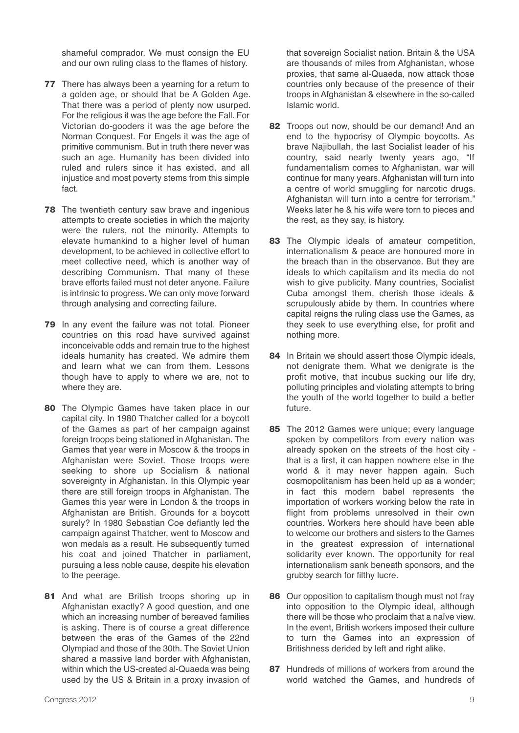shameful comprador. We must consign the EU and our own ruling class to the flames of history.

**77** There has always been a yearning for a return to a golden age, or should that be A Golden Age. That there was a period of plenty now usurped. For the religious it was the age before the Fall. For Victorian do-gooders it was the age before the Norman Conquest. For Engels it was the age of primitive communism. But in truth there never was such an age. Humanity has been divided into ruled and rulers since it has existed, and all injustice and most poverty stems from this simple fact.

**78** The twentieth century saw brave and ingenious attempts to create societies in which the majority were the rulers, not the minority. Attempts to elevate humankind to a higher level of human development, to be achieved in collective effort to meet collective need, which is another way of describing Communism. That many of these brave efforts failed must not deter anyone. Failure is intrinsic to progress. We can only move forward through analysing and correcting failure.

**79** In any event the failure was not total. Pioneer countries on this road have survived against inconceivable odds and remain true to the highest ideals humanity has created. We admire them and learn what we can from them. Lessons though have to apply to where we are, not to where they are.

**80** The Olympic Games have taken place in our capital city. In 1980 Thatcher called for a boycott of the Games as part of her campaign against foreign troops being stationed in Afghanistan. The Games that year were in Moscow & the troops in Afghanistan were Soviet. Those troops were seeking to shore up Socialism & national sovereignty in Afghanistan. In this Olympic year there are still foreign troops in Afghanistan. The Games this year were in London & the troops in Afghanistan are British. Grounds for a boycott surely? In 1980 Sebastian Coe defiantly led the campaign against Thatcher, went to Moscow and won medals as a result. He subsequently turned his coat and joined Thatcher in parliament, pursuing a less noble cause, despite his elevation to the peerage.

**81** And what are British troops shoring up in Afghanistan exactly? A good question, and one which an increasing number of bereaved families is asking. There is of course a great difference between the eras of the Games of the 22nd Olympiad and those of the 30th. The Soviet Union shared a massive land border with Afghanistan, within which the US-created al-Quaeda was being used by the US & Britain in a proxy invasion of that sovereign Socialist nation. Britain & the USA are thousands of miles from Afghanistan, whose proxies, that same al-Quaeda, now attack those countries only because of the presence of their troops in Afghanistan & elsewhere in the so-called Islamic world.

**82** Troops out now, should be our demand! And an end to the hypocrisy of Olympic boycotts. As brave Najibullah, the last Socialist leader of his country, said nearly twenty years ago, "If fundamentalism comes to Afghanistan, war will continue for many years. Afghanistan will turn into a centre of world smuggling for narcotic drugs. Afghanistan will turn into a centre for terrorism." Weeks later he & his wife were torn to pieces and the rest, as they say, is history.

**83** The Olympic ideals of amateur competition, internationalism & peace are honoured more in the breach than in the observance. But they are ideals to which capitalism and its media do not wish to give publicity. Many countries, Socialist Cuba amongst them, cherish those ideals & scrupulously abide by them. In countries where capital reigns the ruling class use the Games, as they seek to use everything else, for profit and nothing more.

**84** In Britain we should assert those Olympic ideals, not denigrate them. What we denigrate is the profit motive, that incubus sucking our life dry, polluting principles and violating attempts to bring the youth of the world together to build a better future.

**85** The 2012 Games were unique; every language spoken by competitors from every nation was already spoken on the streets of the host city - that is a first, it can happen nowhere else in the world & it may never happen again. Such cosmopolitanism has been held up as a wonder; in fact this modern babel represents the importation of workers working below the rate in flight from problems unresolved in their own countries. Workers here should have been able to welcome our brothers and sisters to the Games in the greatest expression of international solidarity ever known. The opportunity for real internationalism sank beneath sponsors, and the grubby search for filthy lucre.

**86** Our opposition to capitalism though must not fray into opposition to the Olympic ideal, although there will be those who proclaim that a naïve view. In the event, British workers imposed their culture to turn the Games into an expression of Britishness derided by left and right alike.

**87** Hundreds of millions of workers from around the world watched the Games, and hundreds of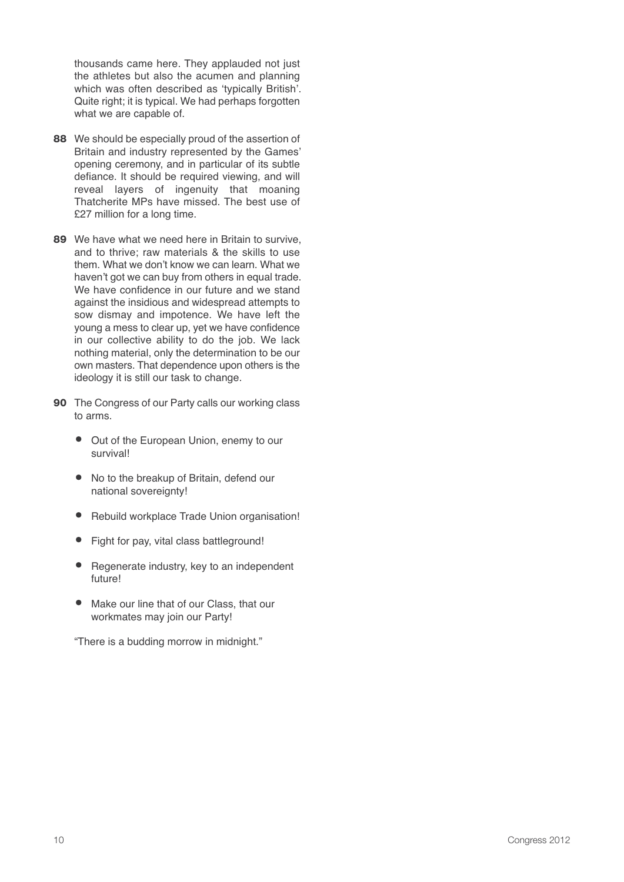thousands came here. They applauded not just the athletes but also the acumen and planning which was often described as 'typically British'. Quite right; it is typical. We had perhaps forgotten what we are capable of.

**88** We should be especially proud of the assertion of Britain and industry represented by the Games' opening ceremony, and in particular of its subtle defiance. It should be required viewing, and will reveal layers of ingenuity that moaning Thatcherite MPs have missed. The best use of £27 million for a long time.

**89** We have what we need here in Britain to survive, and to thrive; raw materials & the skills to use them. What we don't know we can learn. What we haven't got we can buy from others in equal trade. We have confidence in our future and we stand against the insidious and widespread attempts to sow dismay and impotence. We have left the young a mess to clear up, yet we have confidence in our collective ability to do the job. We lack nothing material, only the determination to be our own masters. That dependence upon others is the ideology it is still our task to change.

**90** The Congress of our Party calls our working class to arms.

- Out of the European Union, enemy to our survival!
- No to the breakup of Britain, defend our national sovereignty!
- Rebuild workplace Trade Union organisation!
- Fight for pay, vital class battleground!
- Regenerate industry, key to an independent future!
- Make our line that of our Class, that our workmates may join our Party!

"There is a budding morrow in midnight."